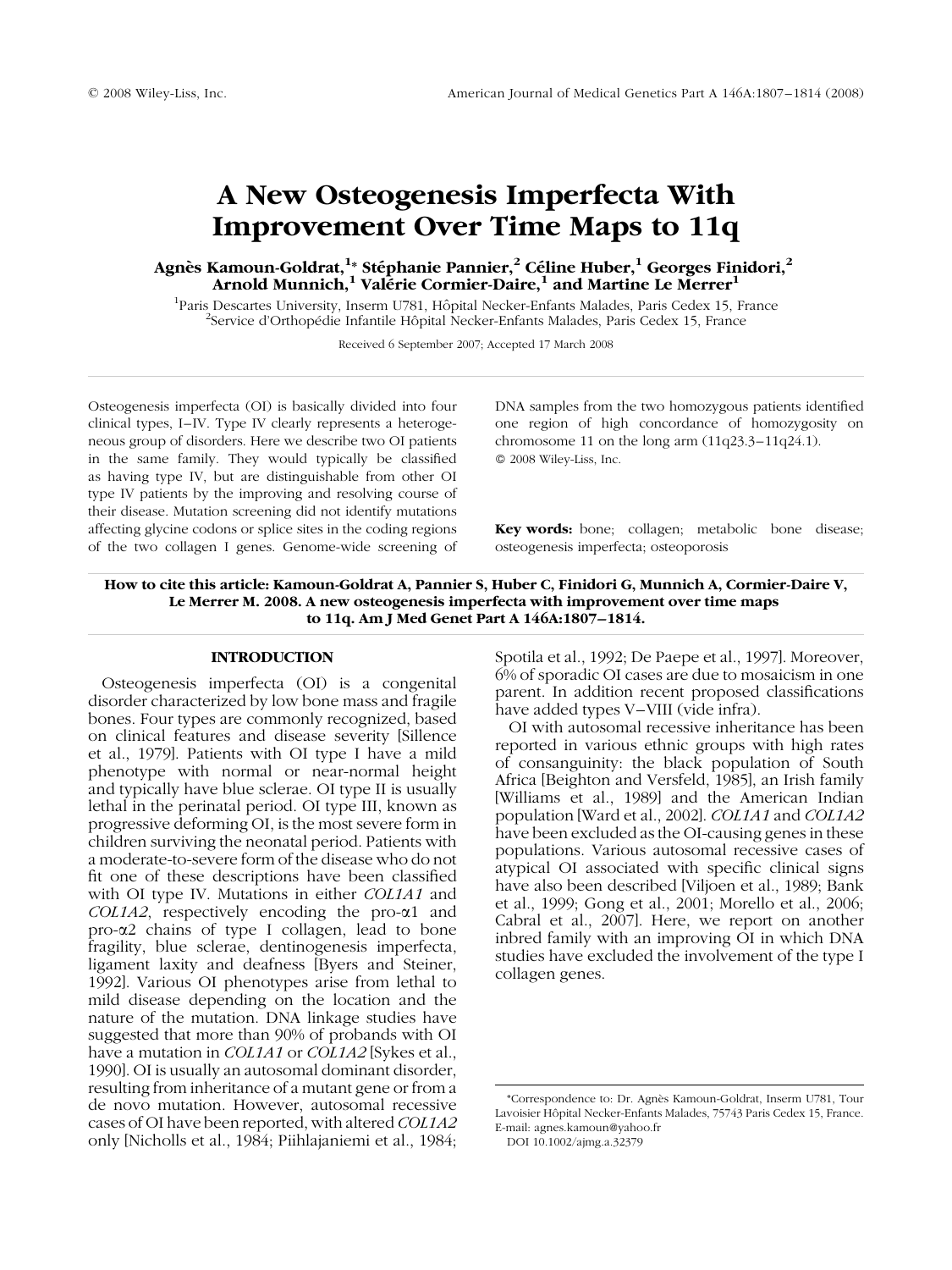# A New Osteogenesis Imperfecta With Improvement Over Time Maps to 11q

**Agnès Kamoun-Goldrat,[1]* Stéphanie Pannier,[2] Céline Huber,[1] Georges Finidori,[2] Arnold Munnich,[1] Valérie Cormier-Daire,[1] and Martine Le Merrer[1]**

[1]Paris Descartes University, Inserm U781, Hôpital Necker-Enfants Malades, Paris Cedex 15, France
[2]Service d'Orthopédie Infantile Hôpital Necker-Enfants Malades, Paris Cedex 15, France

Received 6 September 2007; Accepted 17 March 2008

Osteogenesis imperfecta (OI) is basically divided into four clinical types, I–IV. Type IV clearly represents a heterogeneous group of disorders. Here we describe two OI patients in the same family. They would typically be classified as having type IV, but are distinguishable from other OI type IV patients by the improving and resolving course of their disease. Mutation screening did not identify mutations affecting glycine codons or splice sites in the coding regions of the two collagen I genes. Genome-wide screening of DNA samples from the two homozygous patients identified one region of high concordance of homozygosity on chromosome 11 on the long arm (11q23.3–11q24.1).
© 2008 Wiley-Liss, Inc.

**Key words:** bone; collagen; metabolic bone disease; osteogenesis imperfecta; osteoporosis

**How to cite this article: Kamoun-Goldrat A, Pannier S, Huber C, Finidori G, Munnich A, Cormier-Daire V, Le Merrer M. 2008. A new osteogenesis imperfecta with improvement over time maps to 11q. Am J Med Genet Part A 146A:1807–1814.**

## INTRODUCTION

Osteogenesis imperfecta (OI) is a congenital disorder characterized by low bone mass and fragile bones. Four types are commonly recognized, based on clinical features and disease severity [Sillence et al., 1979]. Patients with OI type I have a mild phenotype with normal or near-normal height and typically have blue sclerae. OI type II is usually lethal in the perinatal period. OI type III, known as progressive deforming OI, is the most severe form in children surviving the neonatal period. Patients with a moderate-to-severe form of the disease who do not fit one of these descriptions have been classified with OI type IV. Mutations in either *COL1A1* and *COL1A2*, respectively encoding the pro-α1 and pro-α2 chains of type I collagen, lead to bone fragility, blue sclerae, dentinogenesis imperfecta, ligament laxity and deafness [Byers and Steiner, 1992]. Various OI phenotypes arise from lethal to mild disease depending on the location and the nature of the mutation. DNA linkage studies have suggested that more than 90% of probands with OI have a mutation in *COL1A1* or *COL1A2* [Sykes et al., 1990]. OI is usually an autosomal dominant disorder, resulting from inheritance of a mutant gene or from a de novo mutation. However, autosomal recessive cases of OI have been reported, with altered *COL1A2* only [Nicholls et al., 1984; Piihlajaniemi et al., 1984; Spotila et al., 1992; De Paepe et al., 1997]. Moreover, 6% of sporadic OI cases are due to mosaicism in one parent. In addition recent proposed classifications have added types V–VIII (vide infra).

OI with autosomal recessive inheritance has been reported in various ethnic groups with high rates of consanguinity: the black population of South Africa [Beighton and Versfeld, 1985], an Irish family [Williams et al., 1989] and the American Indian population [Ward et al., 2002]. *COL1A1* and *COL1A2* have been excluded as the OI-causing genes in these populations. Various autosomal recessive cases of atypical OI associated with specific clinical signs have also been described [Viljoen et al., 1989; Bank et al., 1999; Gong et al., 2001; Morello et al., 2006; Cabral et al., 2007]. Here, we report on another inbred family with an improving OI in which DNA studies have excluded the involvement of the type I collagen genes.

*Correspondence to: Dr. Agnès Kamoun-Goldrat, Inserm U781, Tour Lavoisier Hôpital Necker-Enfants Malades, 75743 Paris Cedex 15, France. E-mail: agnes.kamoun@yahoo.fr

DOI 10.1002/ajmg.a.32379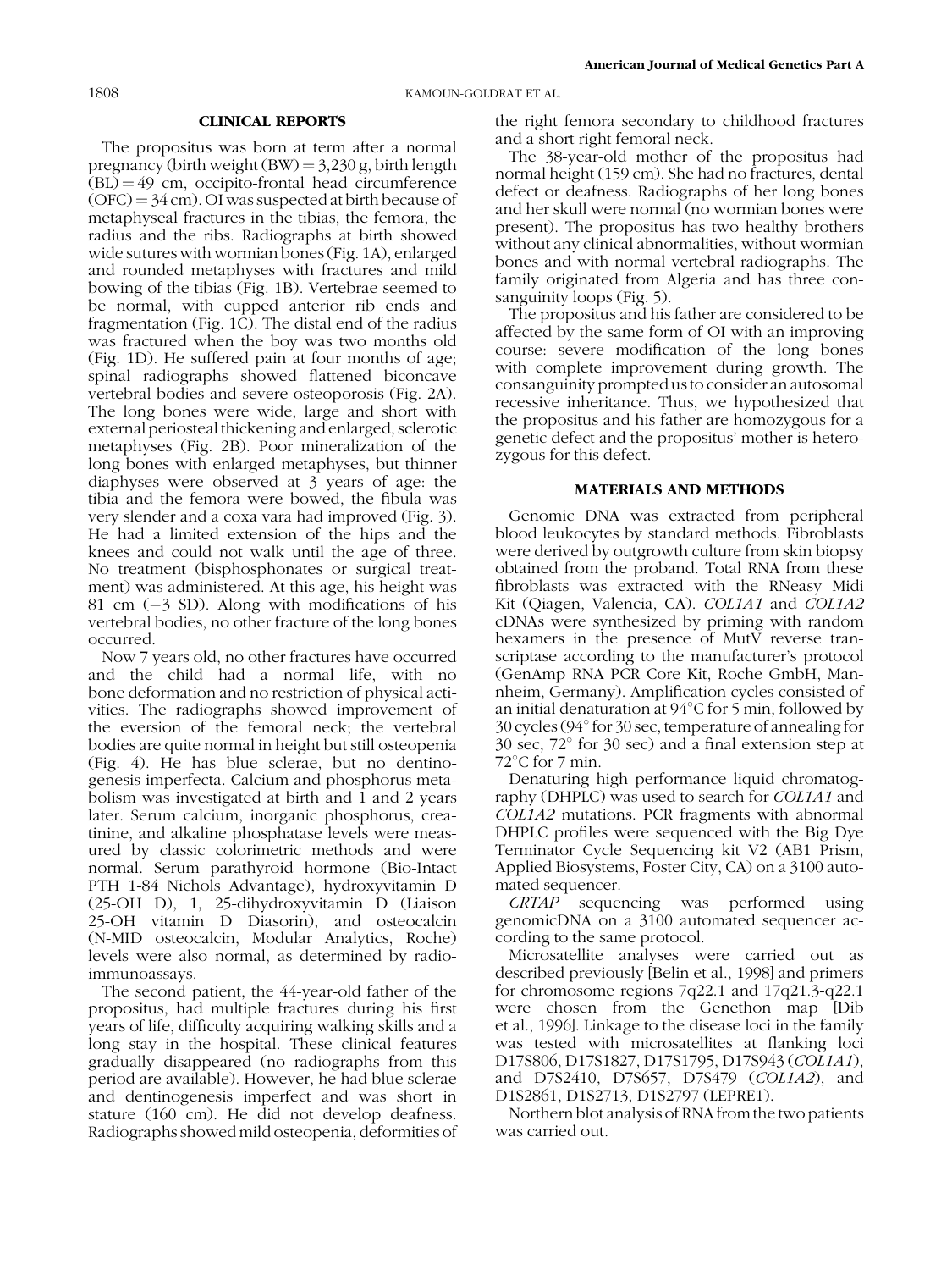## CLINICAL REPORTS

The propositus was born at term after a normal pregnancy (birth weight (BW) = 3,230 g, birth length (BL) = 49 cm, occipito-frontal head circumference (OFC) = 34 cm). OI was suspected at birth because of metaphyseal fractures in the tibias, the femora, the radius and the ribs. Radiographs at birth showed wide sutures with wormian bones (Fig. 1A), enlarged and rounded metaphyses with fractures and mild bowing of the tibias (Fig. 1B). Vertebrae seemed to be normal, with cupped anterior rib ends and fragmentation (Fig. 1C). The distal end of the radius was fractured when the boy was two months old (Fig. 1D). He suffered pain at four months of age; spinal radiographs showed flattened biconcave vertebral bodies and severe osteoporosis (Fig. 2A). The long bones were wide, large and short with external periosteal thickening and enlarged, sclerotic metaphyses (Fig. 2B). Poor mineralization of the long bones with enlarged metaphyses, but thinner diaphyses were observed at 3 years of age: the tibia and the femora were bowed, the fibula was very slender and a coxa vara had improved (Fig. 3). He had a limited extension of the hips and the knees and could not walk until the age of three. No treatment (bisphosphonates or surgical treatment) was administered. At this age, his height was 81 cm (−3 SD). Along with modifications of his vertebral bodies, no other fracture of the long bones occurred.

Now 7 years old, no other fractures have occurred and the child had a normal life, with no bone deformation and no restriction of physical activities. The radiographs showed improvement of the eversion of the femoral neck; the vertebral bodies are quite normal in height but still osteopenia (Fig. 4). He has blue sclerae, but no dentinogenesis imperfecta. Calcium and phosphorus metabolism was investigated at birth and 1 and 2 years later. Serum calcium, inorganic phosphorus, creatinine, and alkaline phosphatase levels were measured by classic colorimetric methods and were normal. Serum parathyroid hormone (Bio-Intact PTH 1-84 Nichols Advantage), hydroxyvitamin D (25-OH D), 1, 25-dihydroxyvitamin D (Liaison 25-OH vitamin D Diasorin), and osteocalcin (N-MID osteocalcin, Modular Analytics, Roche) levels were also normal, as determined by radioimmunoassays.

The second patient, the 44-year-old father of the propositus, had multiple fractures during his first years of life, difficulty acquiring walking skills and a long stay in the hospital. These clinical features gradually disappeared (no radiographs from this period are available). However, he had blue sclerae and dentinogenesis imperfect and was short in stature (160 cm). He did not develop deafness. Radiographs showed mild osteopenia, deformities of the right femora secondary to childhood fractures and a short right femoral neck.

The 38-year-old mother of the propositus had normal height (159 cm). She had no fractures, dental defect or deafness. Radiographs of her long bones and her skull were normal (no wormian bones were present). The propositus has two healthy brothers without any clinical abnormalities, without wormian bones and with normal vertebral radiographs. The family originated from Algeria and has three consanguinity loops (Fig. 5).

The propositus and his father are considered to be affected by the same form of OI with an improving course: severe modification of the long bones with complete improvement during growth. The consanguinity prompted us to consider an autosomal recessive inheritance. Thus, we hypothesized that the propositus and his father are homozygous for a genetic defect and the propositus' mother is heterozygous for this defect.

## MATERIALS AND METHODS

Genomic DNA was extracted from peripheral blood leukocytes by standard methods. Fibroblasts were derived by outgrowth culture from skin biopsy obtained from the proband. Total RNA from these fibroblasts was extracted with the RNeasy Midi Kit (Qiagen, Valencia, CA). *COL1A1* and *COL1A2* cDNAs were synthesized by priming with random hexamers in the presence of MutV reverse transcriptase according to the manufacturer's protocol (GenAmp RNA PCR Core Kit, Roche GmbH, Mannheim, Germany). Amplification cycles consisted of an initial denaturation at 94°C for 5 min, followed by 30 cycles (94° for 30 sec, temperature of annealing for 30 sec, 72° for 30 sec) and a final extension step at 72°C for 7 min.

Denaturing high performance liquid chromatography (DHPLC) was used to search for *COL1A1* and *COL1A2* mutations. PCR fragments with abnormal DHPLC profiles were sequenced with the Big Dye Terminator Cycle Sequencing kit V2 (AB1 Prism, Applied Biosystems, Foster City, CA) on a 3100 automated sequencer.

*CRTAP* sequencing was performed using genomicDNA on a 3100 automated sequencer according to the same protocol.

Microsatellite analyses were carried out as described previously [Belin et al., 1998] and primers for chromosome regions 7q22.1 and 17q21.3-q22.1 were chosen from the Genethon map [Dib et al., 1996]. Linkage to the disease loci in the family was tested with microsatellites at flanking loci D17S806, D17S1827, D17S1795, D17S943 (*COL1A1*), and D7S2410, D7S657, D7S479 (*COL1A2*), and D1S2861, D1S2713, D1S2797 (LEPRE1).

Northern blot analysis of RNA from the two patients was carried out.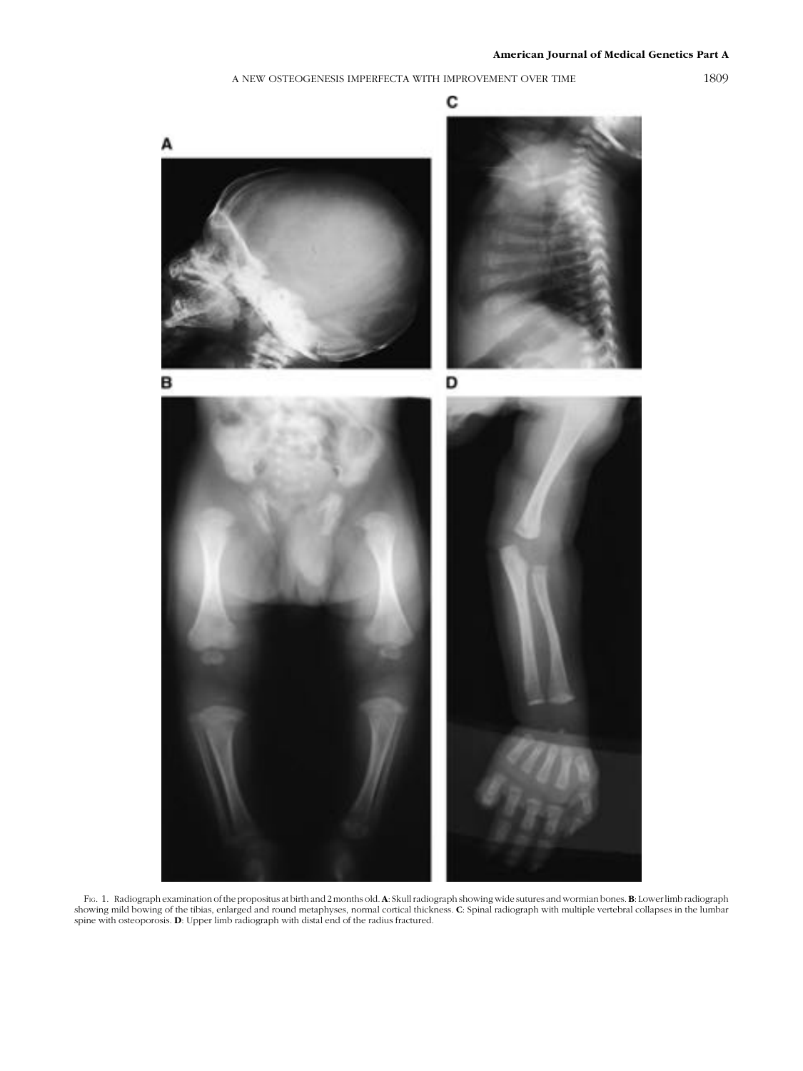Fig. 1. Radiograph examination of the propositus at birth and 2 months old. **A**: Skull radiograph showing wide sutures and wormian bones. **B**: Lower limb radiograph showing mild bowing of the tibias, enlarged and round metaphyses, normal cortical thickness. **C**: Spinal radiograph with multiple vertebral collapses in the lumbar spine with osteoporosis. **D**: Upper limb radiograph with distal end of the radius fractured.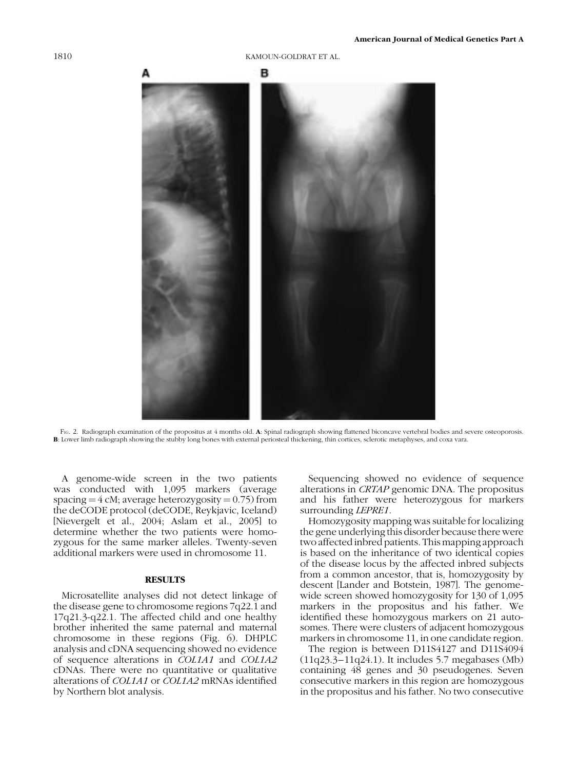Fig. 2. Radiograph examination of the propositus at 4 months old. **A**: Spinal radiograph showing flattened biconcave vertebral bodies and severe osteoporosis. **B**: Lower limb radiograph showing the stubby long bones with external periosteal thickening, thin cortices, sclerotic metaphyses, and coxa vara.

A genome-wide screen in the two patients was conducted with 1,095 markers (average spacing = 4 cM; average heterozygosity = 0.75) from the deCODE protocol (deCODE, Reykjavic, Iceland) [Nievergelt et al., 2004; Aslam et al., 2005] to determine whether the two patients were homozygous for the same marker alleles. Twenty-seven additional markers were used in chromosome 11.

## RESULTS

Microsatellite analyses did not detect linkage of the disease gene to chromosome regions 7q22.1 and 17q21.3-q22.1. The affected child and one healthy brother inherited the same paternal and maternal chromosome in these regions (Fig. 6). DHPLC analysis and cDNA sequencing showed no evidence of sequence alterations in *COL1A1* and *COL1A2* cDNAs. There were no quantitative or qualitative alterations of *COL1A1* or *COL1A2* mRNAs identified by Northern blot analysis.

Sequencing showed no evidence of sequence alterations in *CRTAP* genomic DNA. The propositus and his father were heterozygous for markers surrounding *LEPRE1*.

Homozygosity mapping was suitable for localizing the gene underlying this disorder because there were two affected inbred patients. This mapping approach is based on the inheritance of two identical copies of the disease locus by the affected inbred subjects from a common ancestor, that is, homozygosity by descent [Lander and Botstein, 1987]. The genome-wide screen showed homozygosity for 130 of 1,095 markers in the propositus and his father. We identified these homozygous markers on 21 autosomes. There were clusters of adjacent homozygous markers in chromosome 11, in one candidate region.

The region is between D11S4127 and D11S4094 (11q23.3–11q24.1). It includes 5.7 megabases (Mb) containing 48 genes and 30 pseudogenes. Seven consecutive markers in this region are homozygous in the propositus and his father. No two consecutive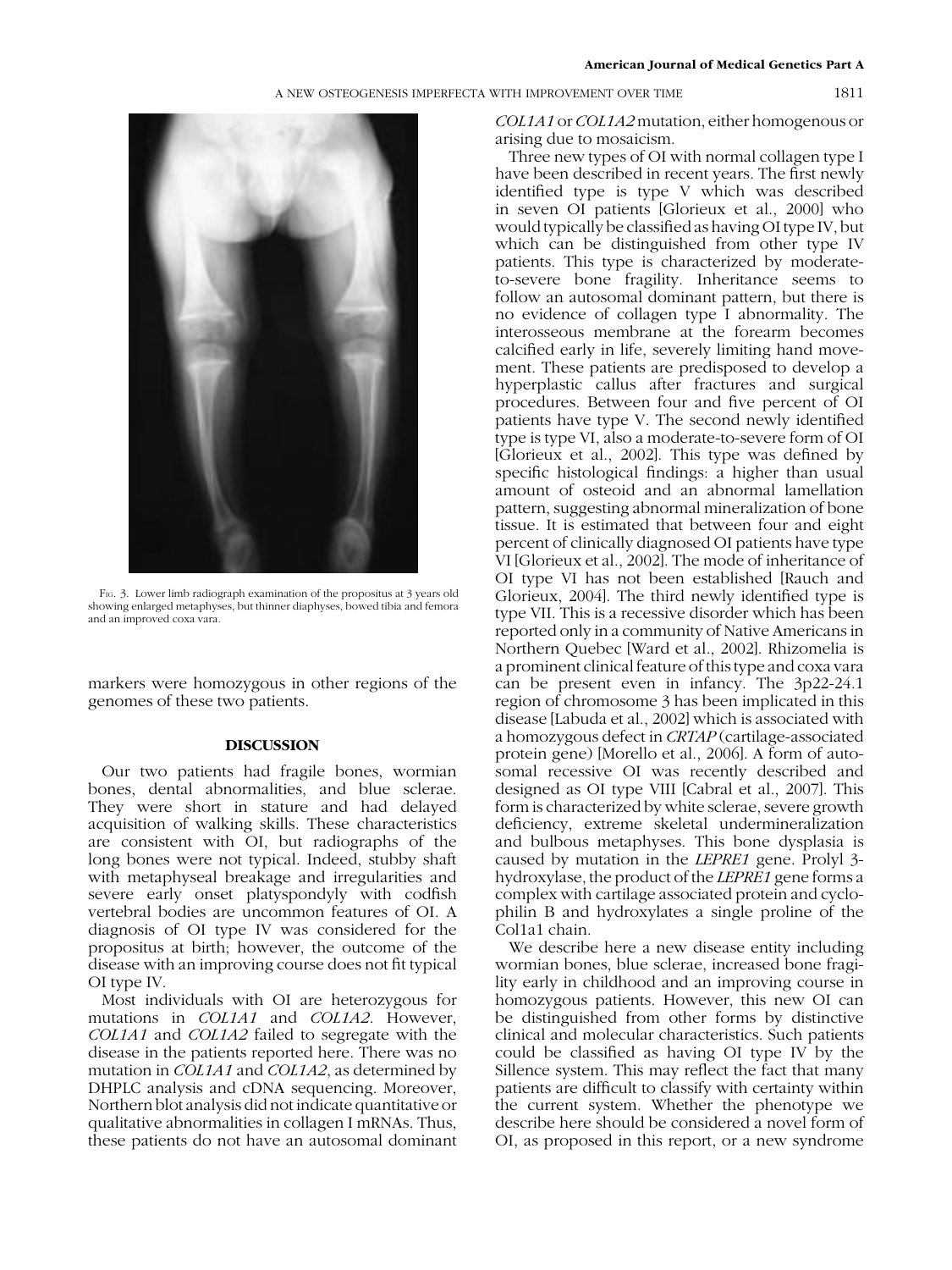Fig. 3. Lower limb radiograph examination of the propositus at 3 years old showing enlarged metaphyses, but thinner diaphyses, bowed tibia and femora and an improved coxa vara.

markers were homozygous in other regions of the genomes of these two patients.

## DISCUSSION

Our two patients had fragile bones, wormian bones, dental abnormalities, and blue sclerae. They were short in stature and had delayed acquisition of walking skills. These characteristics are consistent with OI, but radiographs of the long bones were not typical. Indeed, stubby shaft with metaphyseal breakage and irregularities and severe early onset platyspondyly with codfish vertebral bodies are uncommon features of OI. A diagnosis of OI type IV was considered for the propositus at birth; however, the outcome of the disease with an improving course does not fit typical OI type IV.

Most individuals with OI are heterozygous for mutations in *COL1A1* and *COL1A2*. However, *COL1A1* and *COL1A2* failed to segregate with the disease in the patients reported here. There was no mutation in *COL1A1* and *COL1A2*, as determined by DHPLC analysis and cDNA sequencing. Moreover, Northern blot analysis did not indicate quantitative or qualitative abnormalities in collagen I mRNAs. Thus, these patients do not have an autosomal dominant *COL1A1* or *COL1A2* mutation, either homogenous or arising due to mosaicism.

Three new types of OI with normal collagen type I have been described in recent years. The first newly identified type is type V which was described in seven OI patients [Glorieux et al., 2000] who would typically be classified as having OI type IV, but which can be distinguished from other type IV patients. This type is characterized by moderate-to-severe bone fragility. Inheritance seems to follow an autosomal dominant pattern, but there is no evidence of collagen type I abnormality. The interosseous membrane at the forearm becomes calcified early in life, severely limiting hand movement. These patients are predisposed to develop a hyperplastic callus after fractures and surgical procedures. Between four and five percent of OI patients have type V. The second newly identified type is type VI, also a moderate-to-severe form of OI [Glorieux et al., 2002]. This type was defined by specific histological findings: a higher than usual amount of osteoid and an abnormal lamellation pattern, suggesting abnormal mineralization of bone tissue. It is estimated that between four and eight percent of clinically diagnosed OI patients have type VI [Glorieux et al., 2002]. The mode of inheritance of OI type VI has not been established [Rauch and Glorieux, 2004]. The third newly identified type is type VII. This is a recessive disorder which has been reported only in a community of Native Americans in Northern Quebec [Ward et al., 2002]. Rhizomelia is a prominent clinical feature of this type and coxa vara can be present even in infancy. The 3p22-24.1 region of chromosome 3 has been implicated in this disease [Labuda et al., 2002] which is associated with a homozygous defect in *CRTAP* (cartilage-associated protein gene) [Morello et al., 2006]. A form of autosomal recessive OI was recently described and designed as OI type VIII [Cabral et al., 2007]. This form is characterized by white sclerae, severe growth deficiency, extreme skeletal undermineralization and bulbous metaphyses. This bone dysplasia is caused by mutation in the *LEPRE1* gene. Prolyl 3-hydroxylase, the product of the *LEPRE1* gene forms a complex with cartilage associated protein and cyclophilin B and hydroxylates a single proline of the Col1a1 chain.

We describe here a new disease entity including wormian bones, blue sclerae, increased bone fragility early in childhood and an improving course in homozygous patients. However, this new OI can be distinguished from other forms by distinctive clinical and molecular characteristics. Such patients could be classified as having OI type IV by the Sillence system. This may reflect the fact that many patients are difficult to classify with certainty within the current system. Whether the phenotype we describe here should be considered a novel form of OI, as proposed in this report, or a new syndrome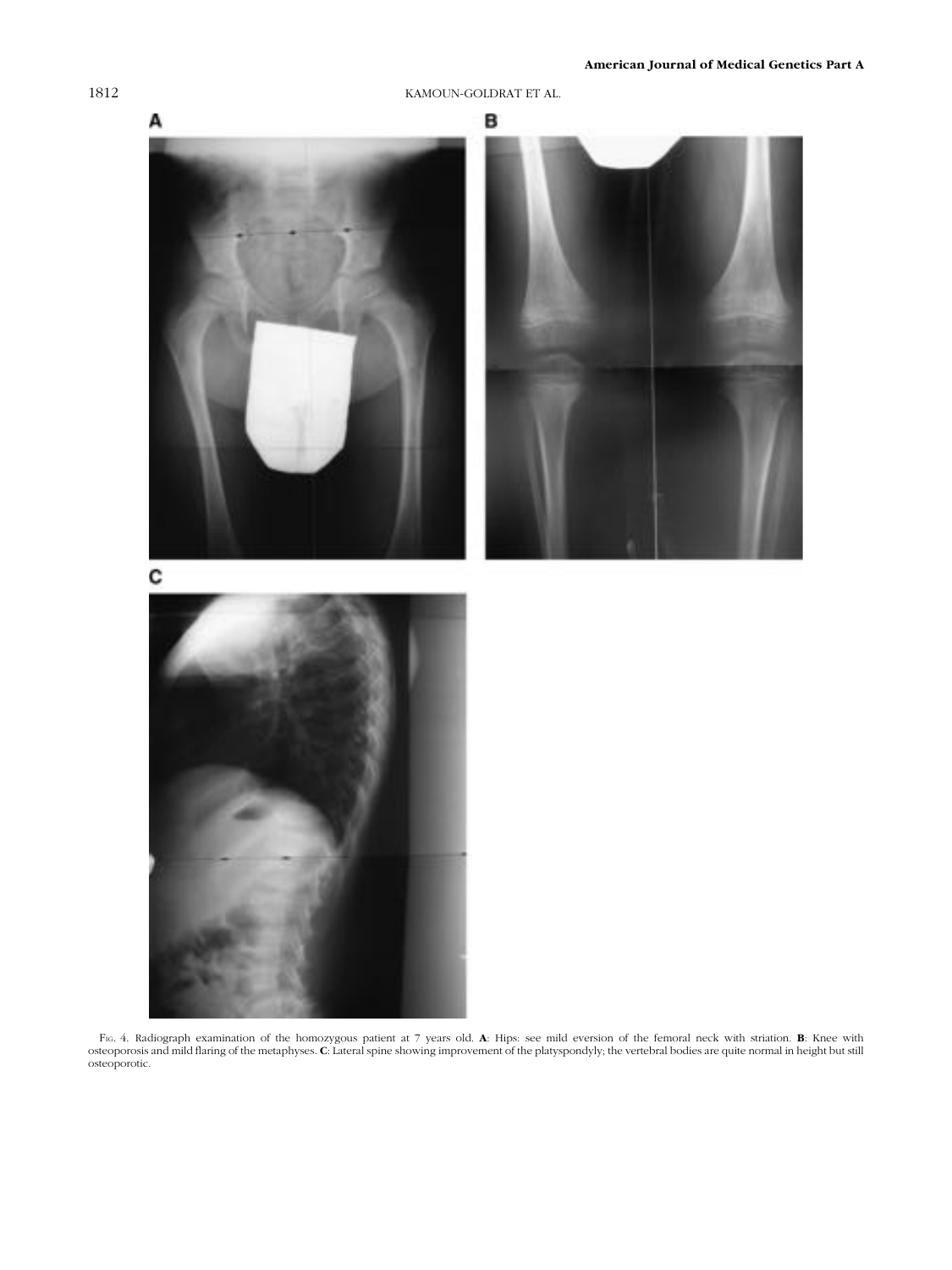Fig. 4. Radiograph examination of the homozygous patient at 7 years old. **A**: Hips: see mild eversion of the femoral neck with striation. **B**: Knee with osteoporosis and mild flaring of the metaphyses. **C**: Lateral spine showing improvement of the platyspondyly; the vertebral bodies are quite normal in height but still osteoporotic.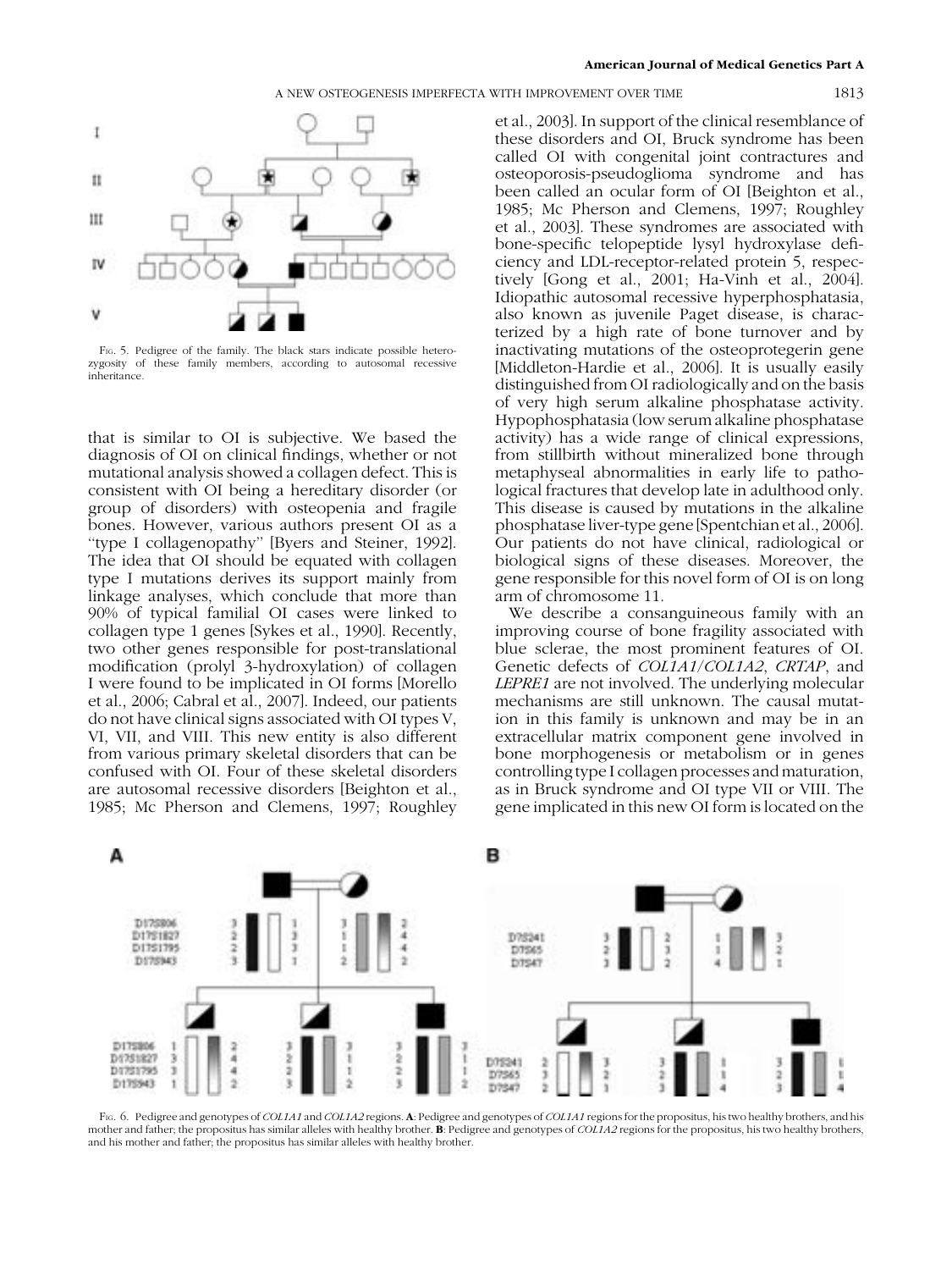Fig. 5. Pedigree of the family. The black stars indicate possible heterozygosity of these family members, according to autosomal recessive inheritance.

that is similar to OI is subjective. We based the diagnosis of OI on clinical findings, whether or not mutational analysis showed a collagen defect. This is consistent with OI being a hereditary disorder (or group of disorders) with osteopenia and fragile bones. However, various authors present OI as a "type I collagenopathy" [Byers and Steiner, 1992]. The idea that OI should be equated with collagen type I mutations derives its support mainly from linkage analyses, which conclude that more than 90% of typical familial OI cases were linked to collagen type 1 genes [Sykes et al., 1990]. Recently, two other genes responsible for post-translational modification (prolyl 3-hydroxylation) of collagen I were found to be implicated in OI forms [Morello et al., 2006; Cabral et al., 2007]. Indeed, our patients do not have clinical signs associated with OI types V, VI, VII, and VIII. This new entity is also different from various primary skeletal disorders that can be confused with OI. Four of these skeletal disorders are autosomal recessive disorders [Beighton et al., 1985; Mc Pherson and Clemens, 1997; Roughley et al., 2003]. In support of the clinical resemblance of these disorders and OI, Bruck syndrome has been called OI with congenital joint contractures and osteoporosis-pseudoglioma syndrome and has been called an ocular form of OI [Beighton et al., 1985; Mc Pherson and Clemens, 1997; Roughley et al., 2003]. These syndromes are associated with bone-specific telopeptide lysyl hydroxylase deficiency and LDL-receptor-related protein 5, respectively [Gong et al., 2001; Ha-Vinh et al., 2004]. Idiopathic autosomal recessive hyperphosphatasia, also known as juvenile Paget disease, is characterized by a high rate of bone turnover and by inactivating mutations of the osteoprotegerin gene [Middleton-Hardie et al., 2006]. It is usually easily distinguished from OI radiologically and on the basis of very high serum alkaline phosphatase activity. Hypophosphatasia (low serum alkaline phosphatase activity) has a wide range of clinical expressions, from stillbirth without mineralized bone through metaphyseal abnormalities in early life to pathological fractures that develop late in adulthood only. This disease is caused by mutations in the alkaline phosphatase liver-type gene [Spentchian et al., 2006]. Our patients do not have clinical, radiological or biological signs of these diseases. Moreover, the gene responsible for this novel form of OI is on long arm of chromosome 11.

We describe a consanguineous family with an improving course of bone fragility associated with blue sclerae, the most prominent features of OI. Genetic defects of *COL1A1*/*COL1A2*, *CRTAP*, and *LEPRE1* are not involved. The underlying molecular mechanisms are still unknown. The causal mutation in this family is unknown and may be in an extracellular matrix component gene involved in bone morphogenesis or metabolism or in genes controlling type I collagen processes and maturation, as in Bruck syndrome and OI type VII or VIII. The gene implicated in this new OI form is located on the

Fig. 6. Pedigree and genotypes of *COL1A1* and *COL1A2* regions. **A**: Pedigree and genotypes of *COL1A1* regions for the propositus, his two healthy brothers, and his mother and father; the propositus has similar alleles with healthy brother. **B**: Pedigree and genotypes of *COL1A2* regions for the propositus, his two healthy brothers, and his mother and father; the propositus has similar alleles with healthy brother.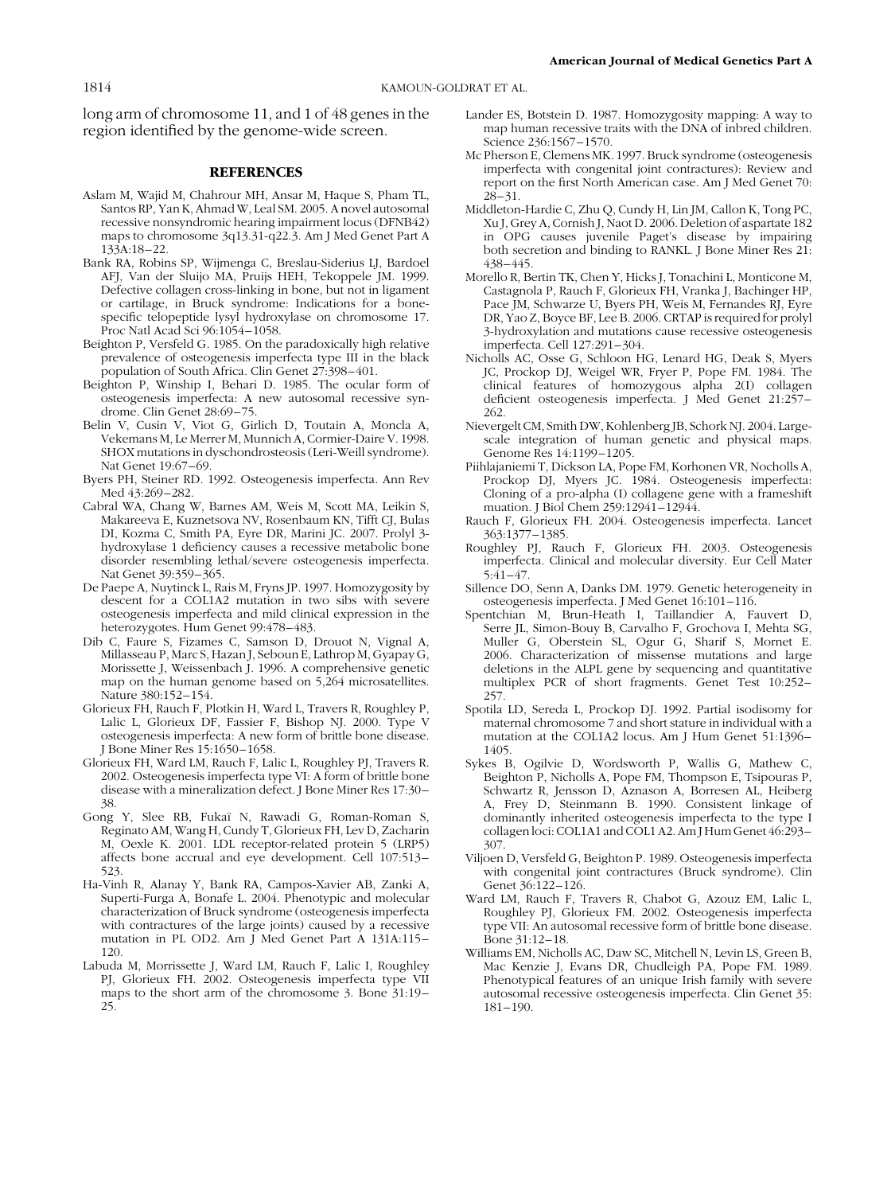long arm of chromosome 11, and 1 of 48 genes in the region identified by the genome-wide screen.

## REFERENCES

Aslam M, Wajid M, Chahrour MH, Ansar M, Haque S, Pham TL, Santos RP, Yan K, Ahmad W, Leal SM. 2005. A novel autosomal recessive nonsyndromic hearing impairment locus (DFNB42) maps to chromosome 3q13.31-q22.3. Am J Med Genet Part A 133A:18–22.

Bank RA, Robins SP, Wijmenga C, Breslau-Siderius LJ, Bardoel AFJ, Van der Sluijo MA, Pruijs HEH, Tekoppele JM. 1999. Defective collagen cross-linking in bone, but not in ligament or cartilage, in Bruck syndrome: Indications for a bone-specific telopeptide lysyl hydroxylase on chromosome 17. Proc Natl Acad Sci 96:1054–1058.

Beighton P, Versfeld G. 1985. On the paradoxically high relative prevalence of osteogenesis imperfecta type III in the black population of South Africa. Clin Genet 27:398–401.

Beighton P, Winship I, Behari D. 1985. The ocular form of osteogenesis imperfecta: A new autosomal recessive syndrome. Clin Genet 28:69–75.

Belin V, Cusin V, Viot G, Girlich D, Toutain A, Moncla A, Vekemans M, Le Merrer M, Munnich A, Cormier-Daire V. 1998. SHOX mutations in dyschondrosteosis (Leri-Weill syndrome). Nat Genet 19:67–69.

Byers PH, Steiner RD. 1992. Osteogenesis imperfecta. Ann Rev Med 43:269–282.

Cabral WA, Chang W, Barnes AM, Weis M, Scott MA, Leikin S, Makareeva E, Kuznetsova NV, Rosenbaum KN, Tifft CJ, Bulas DI, Kozma C, Smith PA, Eyre DR, Marini JC. 2007. Prolyl 3-hydroxylase 1 deficiency causes a recessive metabolic bone disorder resembling lethal/severe osteogenesis imperfecta. Nat Genet 39:359–365.

De Paepe A, Nuytinck L, Rais M, Fryns JP. 1997. Homozygosity by descent for a COL1A2 mutation in two sibs with severe osteogenesis imperfecta and mild clinical expression in the heterozygotes. Hum Genet 99:478–483.

Dib C, Faure S, Fizames C, Samson D, Drouot N, Vignal A, Millasseau P, Marc S, Hazan J, Seboun E, Lathrop M, Gyapay G, Morissette J, Weissenbach J. 1996. A comprehensive genetic map on the human genome based on 5,264 microsatellites. Nature 380:152–154.

Glorieux FH, Rauch F, Plotkin H, Ward L, Travers R, Roughley P, Lalic L, Glorieux DF, Fassier F, Bishop NJ. 2000. Type V osteogenesis imperfecta: A new form of brittle bone disease. J Bone Miner Res 15:1650–1658.

Glorieux FH, Ward LM, Rauch F, Lalic L, Roughley PJ, Travers R. 2002. Osteogenesis imperfecta type VI: A form of brittle bone disease with a mineralization defect. J Bone Miner Res 17:30–38.

Gong Y, Slee RB, Fukaï N, Rawadi G, Roman-Roman S, Reginato AM, Wang H, Cundy T, Glorieux FH, Lev D, Zacharin M, Oexle K. 2001. LDL receptor-related protein 5 (LRP5) affects bone accrual and eye development. Cell 107:513–523.

Ha-Vinh R, Alanay Y, Bank RA, Campos-Xavier AB, Zanki A, Superti-Furga A, Bonafe L. 2004. Phenotypic and molecular characterization of Bruck syndrome (osteogenesis imperfecta with contractures of the large joints) caused by a recessive mutation in PL OD2. Am J Med Genet Part A 131A:115–120.

Labuda M, Morrissette J, Ward LM, Rauch F, Lalic I, Roughley PJ, Glorieux FH. 2002. Osteogenesis imperfecta type VII maps to the short arm of the chromosome 3. Bone 31:19–25.

Lander ES, Botstein D. 1987. Homozygosity mapping: A way to map human recessive traits with the DNA of inbred children. Science 236:1567–1570.

Mc Pherson E, Clemens MK. 1997. Bruck syndrome (osteogenesis imperfecta with congenital joint contractures): Review and report on the first North American case. Am J Med Genet 70: 28–31.

Middleton-Hardie C, Zhu Q, Cundy H, Lin JM, Callon K, Tong PC, Xu J, Grey A, Cornish J, Naot D. 2006. Deletion of aspartate 182 in OPG causes juvenile Paget's disease by impairing both secretion and binding to RANKL. J Bone Miner Res 21: 438–445.

Morello R, Bertin TK, Chen Y, Hicks J, Tonachini L, Monticone M, Castagnola P, Rauch F, Glorieux FH, Vranka J, Bachinger HP, Pace JM, Schwarze U, Byers PH, Weis M, Fernandes RJ, Eyre DR, Yao Z, Boyce BF, Lee B. 2006. CRTAP is required for prolyl 3-hydroxylation and mutations cause recessive osteogenesis imperfecta. Cell 127:291–304.

Nicholls AC, Osse G, Schloon HG, Lenard HG, Deak S, Myers JC, Prockop DJ, Weigel WR, Fryer P, Pope FM. 1984. The clinical features of homozygous alpha 2(I) collagen deficient osteogenesis imperfecta. J Med Genet 21:257–262.

Nievergelt CM, Smith DW, Kohlenberg JB, Schork NJ. 2004. Large-scale integration of human genetic and physical maps. Genome Res 14:1199–1205.

Piihlajaniemi T, Dickson LA, Pope FM, Korhonen VR, Nocholls A, Prockop DJ, Myers JC. 1984. Osteogenesis imperfecta: Cloning of a pro-alpha (I) collagene gene with a frameshift muation. J Biol Chem 259:12941–12944.

Rauch F, Glorieux FH. 2004. Osteogenesis imperfecta. Lancet 363:1377–1385.

Roughley PJ, Rauch F, Glorieux FH. 2003. Osteogenesis imperfecta. Clinical and molecular diversity. Eur Cell Mater 5:41–47.

Sillence DO, Senn A, Danks DM. 1979. Genetic heterogeneity in osteogenesis imperfecta. J Med Genet 16:101–116.

Spentchian M, Brun-Heath I, Taillandier A, Fauvert D, Serre JL, Simon-Bouy B, Carvalho F, Grochova I, Mehta SG, Muller G, Oberstein SL, Ogur G, Sharif S, Mornet E. 2006. Characterization of missense mutations and large deletions in the ALPL gene by sequencing and quantitative multiplex PCR of short fragments. Genet Test 10:252–257.

Spotila LD, Sereda L, Prockop DJ. 1992. Partial isodisomy for maternal chromosome 7 and short stature in individual with a mutation at the COL1A2 locus. Am J Hum Genet 51:1396–1405.

Sykes B, Ogilvie D, Wordsworth P, Wallis G, Mathew C, Beighton P, Nicholls A, Pope FM, Thompson E, Tsipouras P, Schwartz R, Jensson D, Aznason A, Borresen AL, Heiberg A, Frey D, Steinmann B. 1990. Consistent linkage of dominantly inherited osteogenesis imperfecta to the type I collagen loci: COL1A1 and COL1 A2. Am J Hum Genet 46:293–307.

Viljoen D, Versfeld G, Beighton P. 1989. Osteogenesis imperfecta with congenital joint contractures (Bruck syndrome). Clin Genet 36:122–126.

Ward LM, Rauch F, Travers R, Chabot G, Azouz EM, Lalic L, Roughley PJ, Glorieux FM. 2002. Osteogenesis imperfecta type VII: An autosomal recessive form of brittle bone disease. Bone 31:12–18.

Williams EM, Nicholls AC, Daw SC, Mitchell N, Levin LS, Green B, Mac Kenzie J, Evans DR, Chudleigh PA, Pope FM. 1989. Phenotypical features of an unique Irish family with severe autosomal recessive osteogenesis imperfecta. Clin Genet 35: 181–190.